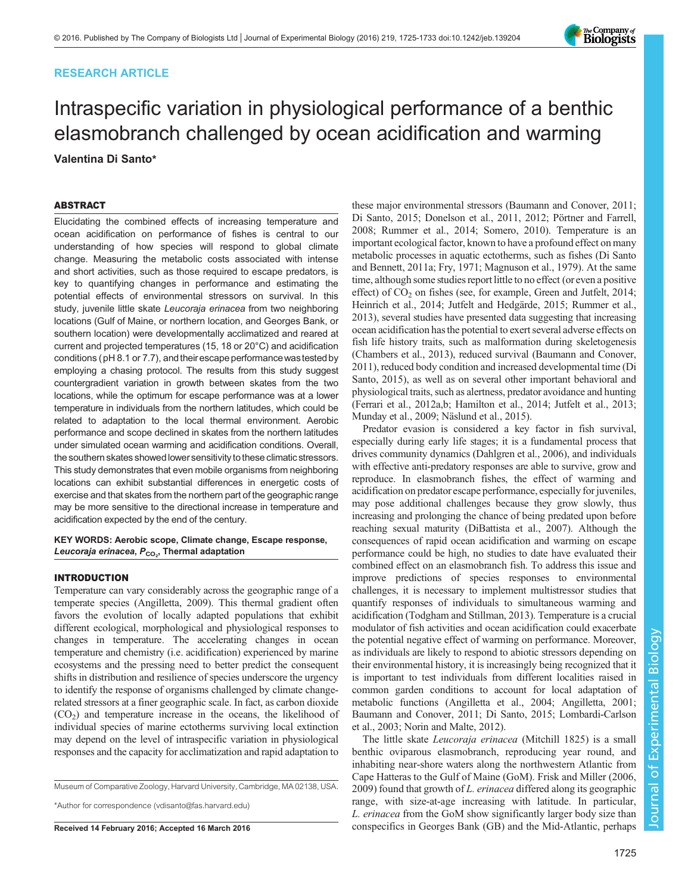RESEARCH ARTICLE

# Intraspecific variation in physiological performance of a benthic elasmobranch challenged by ocean acidification and warming

**Valentina Di Santo***

## ABSTRACT

Elucidating the combined effects of increasing temperature and ocean acidification on performance of fishes is central to our understanding of how species will respond to global climate change. Measuring the metabolic costs associated with intense and short activities, such as those required to escape predators, is key to quantifying changes in performance and estimating the potential effects of environmental stressors on survival. In this study, juvenile little skate *Leucoraja erinacea* from two neighboring locations (Gulf of Maine, or northern location, and Georges Bank, or southern location) were developmentally acclimatized and reared at current and projected temperatures (15, 18 or 20°C) and acidification conditions (pH 8.1 or 7.7), and their escape performance was tested by employing a chasing protocol. The results from this study suggest countergradient variation in growth between skates from the two locations, while the optimum for escape performance was at a lower temperature in individuals from the northern latitudes, which could be related to adaptation to the local thermal environment. Aerobic performance and scope declined in skates from the northern latitudes under simulated ocean warming and acidification conditions. Overall, the southern skates showed lower sensitivity to these climatic stressors. This study demonstrates that even mobile organisms from neighboring locations can exhibit substantial differences in energetic costs of exercise and that skates from the northern part of the geographic range may be more sensitive to the directional increase in temperature and acidification expected by the end of the century.

**KEY WORDS: Aerobic scope, Climate change, Escape response, *Leucoraja erinacea*, $P_{CO_2}$, Thermal adaptation**

## INTRODUCTION

Temperature can vary considerably across the geographic range of a temperate species (Angilletta, 2009). This thermal gradient often favors the evolution of locally adapted populations that exhibit different ecological, morphological and physiological responses to changes in temperature. The accelerating changes in ocean temperature and chemistry (i.e. acidification) experienced by marine ecosystems and the pressing need to better predict the consequent shifts in distribution and resilience of species underscore the urgency to identify the response of organisms challenged by climate change-related stressors at a finer geographic scale. In fact, as carbon dioxide ($CO_2$) and temperature increase in the oceans, the likelihood of individual species of marine ectotherms surviving local extinction may depend on the level of intraspecific variation in physiological responses and the capacity for acclimatization and rapid adaptation to these major environmental stressors (Baumann and Conover, 2011; Di Santo, 2015; Donelson et al., 2011, 2012; Pörtner and Farrell, 2008; Rummer et al., 2014; Somero, 2010). Temperature is an important ecological factor, known to have a profound effect on many metabolic processes in aquatic ectotherms, such as fishes (Di Santo and Bennett, 2011a; Fry, 1971; Magnuson et al., 1979). At the same time, although some studies report little to no effect (or even a positive effect) of $CO_2$ on fishes (see, for example, Green and Jutfelt, 2014; Heinrich et al., 2014; Jutfelt and Hedgärde, 2015; Rummer et al., 2013), several studies have presented data suggesting that increasing ocean acidification has the potential to exert several adverse effects on fish life history traits, such as malformation during skeletogenesis (Chambers et al., 2013), reduced survival (Baumann and Conover, 2011), reduced body condition and increased developmental time (Di Santo, 2015), as well as on several other important behavioral and physiological traits, such as alertness, predator avoidance and hunting (Ferrari et al., 2012a,b; Hamilton et al., 2014; Jutfelt et al., 2013; Munday et al., 2009; Näslund et al., 2015).

Predator evasion is considered a key factor in fish survival, especially during early life stages; it is a fundamental process that drives community dynamics (Dahlgren et al., 2006), and individuals with effective anti-predatory responses are able to survive, grow and reproduce. In elasmobranch fishes, the effect of warming and acidification on predator escape performance, especially for juveniles, may pose additional challenges because they grow slowly, thus increasing and prolonging the chance of being predated upon before reaching sexual maturity (DiBattista et al., 2007). Although the consequences of rapid ocean acidification and warming on escape performance could be high, no studies to date have evaluated their combined effect on an elasmobranch fish. To address this issue and improve predictions of species responses to environmental challenges, it is necessary to implement multistressor studies that quantify responses of individuals to simultaneous warming and acidification (Todgham and Stillman, 2013). Temperature is a crucial modulator of fish activities and ocean acidification could exacerbate the potential negative effect of warming on performance. Moreover, as individuals are likely to respond to abiotic stressors depending on their environmental history, it is increasingly being recognized that it is important to test individuals from different localities raised in common garden conditions to account for local adaptation of metabolic functions (Angilletta et al., 2004; Angilletta, 2001; Baumann and Conover, 2011; Di Santo, 2015; Lombardi-Carlson et al., 2003; Norin and Malte, 2012).

The little skate *Leucoraja erinacea* (Mitchill 1825) is a small benthic oviparous elasmobranch, reproducing year round, and inhabiting near-shore waters along the northwestern Atlantic from Cape Hatteras to the Gulf of Maine (GoM). Frisk and Miller (2006, 2009) found that growth of *L. erinacea* differed along its geographic range, with size-at-age increasing with latitude. In particular, *L. erinacea* from the GoM show significantly larger body size than conspecifics in Georges Bank (GB) and the Mid-Atlantic, perhaps

Museum of Comparative Zoology, Harvard University, Cambridge, MA 02138, USA.

*Author for correspondence (vdisanto@fas.harvard.edu)

Received 14 February 2016; Accepted 16 March 2016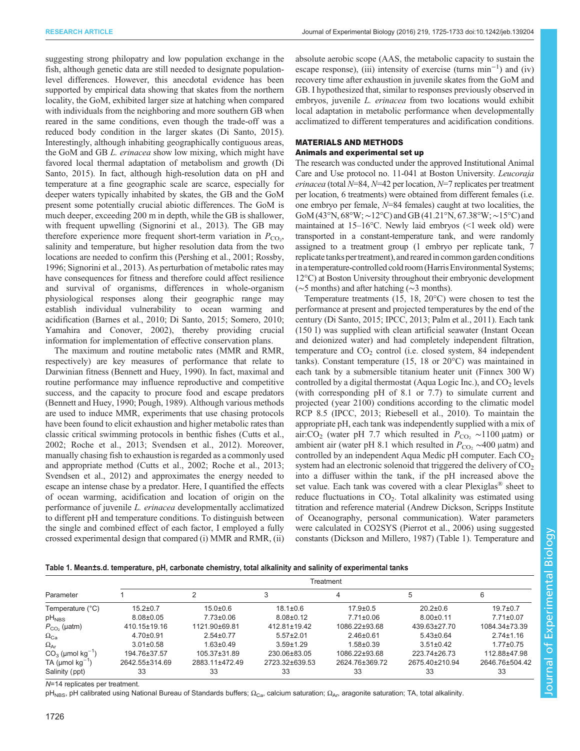suggesting strong philopatry and low population exchange in the fish, although genetic data are still needed to designate population-level differences. However, this anecdotal evidence has been supported by empirical data showing that skates from the northern locality, the GoM, exhibited larger size at hatching when compared with individuals from the neighboring and more southern GB when reared in the same conditions, even though the trade-off was a reduced body condition in the larger skates (Di Santo, 2015). Interestingly, although inhabiting geographically contiguous areas, the GoM and GB *L. erinacea* show low mixing, which might have favored local thermal adaptation of metabolism and growth (Di Santo, 2015). In fact, although high-resolution data on pH and temperature at a fine geographic scale are scarce, especially for deeper waters typically inhabited by skates, the GB and the GoM present some potentially crucial abiotic differences. The GoM is much deeper, exceeding 200 m in depth, while the GB is shallower, with frequent upwelling (Signorini et al., 2013). The GB may therefore experience more frequent short-term variation in $P_{CO_2}$, salinity and temperature, but higher resolution data from the two locations are needed to confirm this (Pershing et al., 2001; Rossby, 1996; Signorini et al., 2013). As perturbation of metabolic rates may have consequences for fitness and therefore could affect resilience and survival of organisms, differences in whole-organism physiological responses along their geographic range may establish individual vulnerability to ocean warming and acidification (Barnes et al., 2010; Di Santo, 2015; Somero, 2010; Yamahira and Conover, 2002), thereby providing crucial information for implementation of effective conservation plans.

The maximum and routine metabolic rates (MMR and RMR, respectively) are key measures of performance that relate to Darwinian fitness (Bennett and Huey, 1990). In fact, maximal and routine performance may influence reproductive and competitive success, and the capacity to procure food and escape predators (Bennett and Huey, 1990; Pough, 1989). Although various methods are used to induce MMR, experiments that use chasing protocols have been found to elicit exhaustion and higher metabolic rates than classic critical swimming protocols in benthic fishes (Cutts et al., 2002; Roche et al., 2013; Svendsen et al., 2012). Moreover, manually chasing fish to exhaustion is regarded as a commonly used and appropriate method (Cutts et al., 2002; Roche et al., 2013; Svendsen et al., 2012) and approximates the energy needed to escape an intense chase by a predator. Here, I quantified the effects of ocean warming, acidification and location of origin on the performance of juvenile *L. erinacea* developmentally acclimatized to different pH and temperature conditions. To distinguish between the single and combined effect of each factor, I employed a fully crossed experimental design that compared (i) MMR and RMR, (ii) absolute aerobic scope (AAS, the metabolic capacity to sustain the escape response), (iii) intensity of exercise (turns $\text{min}^{-1}$) and (iv) recovery time after exhaustion in juvenile skates from the GoM and GB. I hypothesized that, similar to responses previously observed in embryos, juvenile *L. erinacea* from two locations would exhibit local adaptation in metabolic performance when developmentally acclimatized to different temperatures and acidification conditions.

## MATERIALS AND METHODS

### Animals and experimental set up

The research was conducted under the approved Institutional Animal Care and Use protocol no. 11-041 at Boston University. *Leucoraja erinacea* (total $N$=84, $N$=42 per location, $N$=7 replicates per treatment per location, 6 treatments) were obtained from different females (i.e. one embryo per female, $N$=84 females) caught at two localities, the GoM (43°N, 68°W; ~12°C) and GB (41.21°N, 67.38°W; ~15°C) and maintained at 15–16°C. Newly laid embryos (<1 week old) were transported in a constant-temperature tank, and were randomly assigned to a treatment group (1 embryo per replicate tank, 7 replicate tanks per treatment), and reared in common garden conditions in a temperature-controlled cold room (Harris Environmental Systems; 12°C) at Boston University throughout their embryonic development (~5 months) and after hatching (~3 months).

Temperature treatments (15, 18, 20°C) were chosen to test the performance at present and projected temperatures by the end of the century (Di Santo, 2015; IPCC, 2013; Palm et al., 2011). Each tank (150 l) was supplied with clean artificial seawater (Instant Ocean and deionized water) and had completely independent filtration, temperature and $CO_2$ control (i.e. closed system, 84 independent tanks). Constant temperature (15, 18 or 20°C) was maintained in each tank by a submersible titanium heater unit (Finnex 300 W) controlled by a digital thermostat (Aqua Logic Inc.), and $CO_2$ levels (with corresponding pH of 8.1 or 7.7) to simulate current and projected (year 2100) conditions according to the climatic model RCP 8.5 (IPCC, 2013; Riebesell et al., 2010). To maintain the appropriate pH, each tank was independently supplied with a mix of air:$CO_2$ (water pH 7.7 which resulted in $P_{CO_2}$ ~1100 µatm) or ambient air (water pH 8.1 which resulted in $P_{CO_2}$ ~400 µatm) and controlled by an independent Aqua Medic pH computer. Each $CO_2$ system had an electronic solenoid that triggered the delivery of $CO_2$ into a diffuser within the tank, if the pH increased above the set value. Each tank was covered with a clear Plexiglas® sheet to reduce fluctuations in $CO_2$. Total alkalinity was estimated using titration and reference material (Andrew Dickson, Scripps Institute of Oceanography, personal communication). Water parameters were calculated in CO2SYS (Pierrot et al., 2006) using suggested constants (Dickson and Millero, 1987) (Table 1). Temperature and

**Table 1. Mean±s.d. temperature, pH, carbonate chemistry, total alkalinity and salinity of experimental tanks**

| Parameter | Treatment | | | | | |
|---|---|---|---|---|---|---|
| | 1 | 2 | 3 | 4 | 5 | 6 |
| Temperature (°C) | 15.2±0.7 | 15.0±0.6 | 18.1±0.6 | 17.9±0.5 | 20.2±0.6 | 19.7±0.7 |
| $pH_{NBS}$ | 8.08±0.05 | 7.73±0.06 | 8.08±0.12 | 7.71±0.06 | 8.00±0.11 | 7.71±0.07 |
| $P_{CO_2}$ (µatm) | 410.15±19.16 | 1121.90±69.81 | 412.81±19.42 | 1086.22±93.68 | 439.63±27.70 | 1084.34±73.39 |
| $\Omega_{Ca}$ | 4.70±0.91 | 2.54±0.77 | 5.57±2.01 | 2.46±0.61 | 5.43±0.64 | 2.74±1.16 |
| $\Omega_{Ar}$ | 3.01±0.58 | 1.63±0.49 | 3.59±1.29 | 1.58±0.39 | 3.51±0.42 | 1.77±0.75 |
| $CO_3$ (µmol $\text{kg}^{-1}$) | 194.76±37.57 | 105.37±31.89 | 230.06±83.05 | 1086.22±93.68 | 223.74±26.73 | 112.88±47.98 |
| TA (µmol $\text{kg}^{-1}$) | 2642.55±314.69 | 2883.11±472.49 | 2723.32±639.53 | 2624.76±369.72 | 2675.40±210.94 | 2646.76±504.42 |
| Salinity (ppt) | 33 | 33 | 33 | 33 | 33 | 33 |

$N$=14 replicates per treatment.

$pH_{NBS}$, pH calibrated using National Bureau of Standards buffers; $\Omega_{Ca}$, calcium saturation; $\Omega_{Ar}$, aragonite saturation; TA, total alkalinity.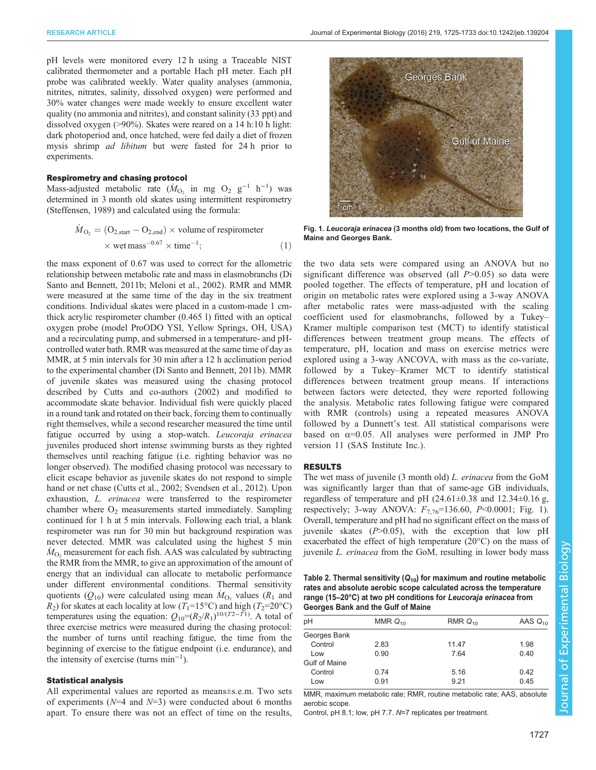pH levels were monitored every 12 h using a Traceable NIST calibrated thermometer and a portable Hach pH meter. Each pH probe was calibrated weekly. Water quality analyses (ammonia, nitrites, nitrates, salinity, dissolved oxygen) were performed and 30% water changes were made weekly to ensure excellent water quality (no ammonia and nitrites), and constant salinity (33 ppt) and dissolved oxygen (>90%). Skates were reared on a 14 h:10 h light: dark photoperiod and, once hatched, were fed daily a diet of frozen mysis shrimp *ad libitum* but were fasted for 24 h prior to experiments.

### Respirometry and chasing protocol

Mass-adjusted metabolic rate ($\dot{M}_{O_2}$ in mg $O_2$ $g^{-1}$ $h^{-1}$) was determined in 3 month old skates using intermittent respirometry (Steffensen, 1989) and calculated using the formula:

$$\dot{M}_{O_2} = (O_{2,\text{start}} - O_{2,\text{end}}) \times \text{volume of respirometer} \times \text{wet mass}^{-0.67} \times \text{time}^{-1}; \quad (1)$$

the mass exponent of 0.67 was used to correct for the allometric relationship between metabolic rate and mass in elasmobranchs (Di Santo and Bennett, 2011b; Meloni et al., 2002). RMR and MMR were measured at the same time of the day in the six treatment conditions. Individual skates were placed in a custom-made 1 cm-thick acrylic respirometer chamber (0.465 l) fitted with an optical oxygen probe (model ProODO YSI, Yellow Springs, OH, USA) and a recirculating pump, and submersed in a temperature- and pH-controlled water bath. RMR was measured at the same time of day as MMR, at 5 min intervals for 30 min after a 12 h acclimation period to the experimental chamber (Di Santo and Bennett, 2011b). MMR of juvenile skates was measured using the chasing protocol described by Cutts and co-authors (2002) and modified to accommodate skate behavior. Individual fish were quickly placed in a round tank and rotated on their back, forcing them to continually right themselves, while a second researcher measured the time until fatigue occurred by using a stop-watch. *Leucoraja erinacea* juveniles produced short intense swimming bursts as they righted themselves until reaching fatigue (i.e. righting behavior was no longer observed). The modified chasing protocol was necessary to elicit escape behavior as juvenile skates do not respond to simple hand or net chase (Cutts et al., 2002; Svendsen et al., 2012). Upon exhaustion, *L. erinacea* were transferred to the respirometer chamber where $O_2$ measurements started immediately. Sampling continued for 1 h at 5 min intervals. Following each trial, a blank respirometer was run for 30 min but background respiration was never detected. MMR was calculated using the highest 5 min $\dot{M}_{O_2}$ measurement for each fish. AAS was calculated by subtracting the RMR from the MMR, to give an approximation of the amount of energy that an individual can allocate to metabolic performance under different environmental conditions. Thermal sensitivity quotients ($Q_{10}$) were calculated using mean $\dot{M}_{O_2}$ values ($R_1$ and $R_2$) for skates at each locality at low ($T_1$=15°C) and high ($T_2$=20°C) temperatures using the equation: $Q_{10}=(R_2/R_1)^{10/(T2-T1)}$. A total of three exercise metrics were measured during the chasing protocol: the number of turns until reaching fatigue, the time from the beginning of exercise to the fatigue endpoint (i.e. endurance), and the intensity of exercise (turns $\text{min}^{-1}$).

### Statistical analysis

All experimental values are reported as means±s.e.m. Two sets of experiments ($N$=4 and $N$=3) were conducted about 6 months apart. To ensure there was not an effect of time on the results, the two data sets were compared using an ANOVA but no significant difference was observed (all $P$>0.05) so data were pooled together. The effects of temperature, pH and location of origin on metabolic rates were explored using a 3-way ANOVA after metabolic rates were mass-adjusted with the scaling coefficient used for elasmobranchs, followed by a Tukey–Kramer multiple comparison test (MCT) to identify statistical differences between treatment group means. The effects of temperature, pH, location and mass on exercise metrics were explored using a 3-way ANCOVA, with mass as the co-variate, followed by a Tukey–Kramer MCT to identify statistical differences between treatment group means. If interactions between factors were detected, they were reported following the analysis. Metabolic rates following fatigue were compared with RMR (controls) using a repeated measures ANOVA followed by a Dunnett's test. All statistical comparisons were based on α=0.05. All analyses were performed in JMP Pro version 11 (SAS Institute Inc.).

**Fig. 1. *Leucoraja erinacea* (3 months old) from two locations, the Gulf of Maine and Georges Bank.**

## RESULTS

The wet mass of juvenile (3 month old) *L. erinacea* from the GoM was significantly larger than that of same-age GB individuals, regardless of temperature and pH (24.61±0.38 and 12.34±0.16 g, respectively; 3-way ANOVA: $F_{7,76}$=136.60, $P$<0.0001; Fig. 1). Overall, temperature and pH had no significant effect on the mass of juvenile skates ($P$>0.05), with the exception that low pH exacerbated the effect of high temperature (20°C) on the mass of juvenile *L. erinacea* from the GoM, resulting in lower body mass

**Table 2. Thermal sensitivity ($Q_{10}$) for maximum and routine metabolic rates and absolute aerobic scope calculated across the temperature range (15–20°C) at two pH conditions for *Leucoraja erinacea* from Georges Bank and the Gulf of Maine**

| pH | MMR $Q_{10}$ | RMR $Q_{10}$ | AAS $Q_{10}$ |
|---|---|---|---|
| Georges Bank | | | |
| Control | 2.83 | 11.47 | 1.98 |
| Low | 0.90 | 7.64 | 0.40 |
| Gulf of Maine | | | |
| Control | 0.74 | 5.16 | 0.42 |
| Low | 0.91 | 9.21 | 0.45 |

MMR, maximum metabolic rate; RMR, routine metabolic rate; AAS, absolute aerobic scope.
Control, pH 8.1; low, pH 7.7. $N$=7 replicates per treatment.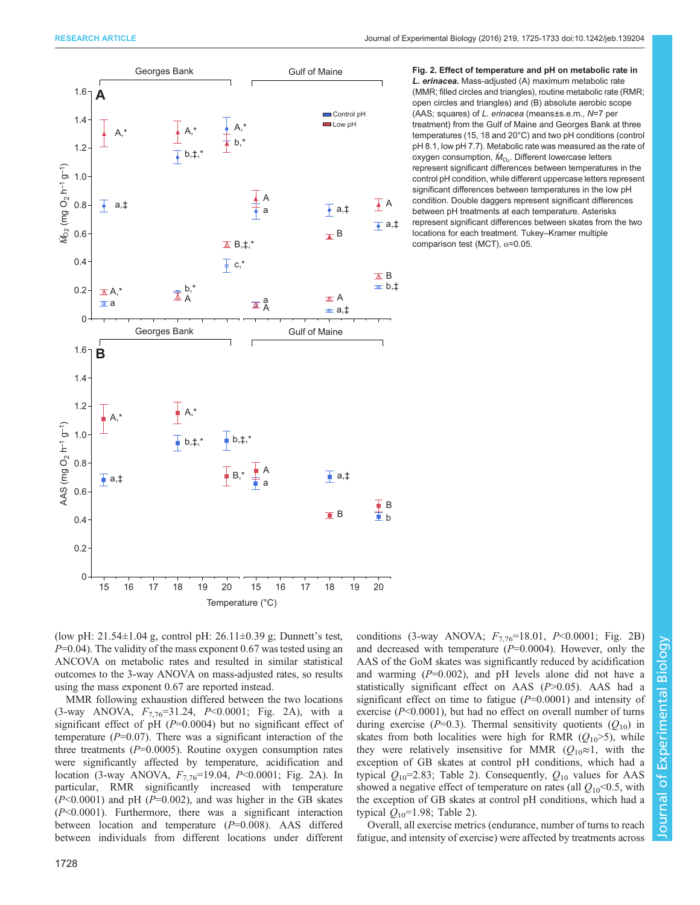**Fig. 2. Effect of temperature and pH on metabolic rate in *L. erinacea*.** Mass-adjusted (A) maximum metabolic rate (MMR; filled circles and triangles), routine metabolic rate (RMR; open circles and triangles) and (B) absolute aerobic scope (AAS; squares) of *L. erinacea* (means±s.e.m., *N*=7 per treatment) from the Gulf of Maine and Georges Bank at three temperatures (15, 18 and 20°C) and two pH conditions (control pH 8.1, low pH 7.7). Metabolic rate was measured as the rate of oxygen consumption, $\dot{M}_{O_2}$. Different lowercase letters represent significant differences between temperatures in the control pH condition, while different uppercase letters represent significant differences between temperatures in the low pH condition. Double daggers represent significant differences between pH treatments at each temperature. Asterisks represent significant differences between skates from the two locations for each treatment. Tukey–Kramer multiple comparison test (MCT), $\alpha$=0.05.

(low pH: 21.54±1.04 g, control pH: 26.11±0.39 g; Dunnett's test, $P$=0.04). The validity of the mass exponent 0.67 was tested using an ANCOVA on metabolic rates and resulted in similar statistical outcomes to the 3-way ANOVA on mass-adjusted rates, so results using the mass exponent 0.67 are reported instead.

MMR following exhaustion differed between the two locations (3-way ANOVA, $F_{7,76}$=31.24, $P$<0.0001; Fig. 2A), with a significant effect of pH ($P$=0.0004) but no significant effect of temperature ($P$=0.07). There was a significant interaction of the three treatments ($P$=0.0005). Routine oxygen consumption rates were significantly affected by temperature, acidification and location (3-way ANOVA, $F_{7,76}$=19.04, $P$<0.0001; Fig. 2A). In particular, RMR significantly increased with temperature ($P$<0.0001) and pH ($P$=0.002), and was higher in the GB skates ($P$<0.0001). Furthermore, there was a significant interaction between location and temperature ($P$=0.008). AAS differed between individuals from different locations under different conditions (3-way ANOVA; $F_{7,76}$=18.01, $P$<0.0001; Fig. 2B) and decreased with temperature ($P$=0.0004). However, only the AAS of the GoM skates was significantly reduced by acidification and warming ($P$=0.002), and pH levels alone did not have a statistically significant effect on AAS ($P$>0.05). AAS had a significant effect on time to fatigue ($P$=0.0001) and intensity of exercise ($P$<0.0001), but had no effect on overall number of turns during exercise ($P$=0.3). Thermal sensitivity quotients ($Q_{10}$) in skates from both localities were high for RMR ($Q_{10}$>5), while they were relatively insensitive for MMR ($Q_{10}$≈1, with the exception of GB skates at control pH conditions, which had a typical $Q_{10}$=2.83; Table 2). Consequently, $Q_{10}$ values for AAS showed a negative effect of temperature on rates (all $Q_{10}$<0.5, with the exception of GB skates at control pH conditions, which had a typical $Q_{10}$=1.98; Table 2).

Overall, all exercise metrics (endurance, number of turns to reach fatigue, and intensity of exercise) were affected by treatments across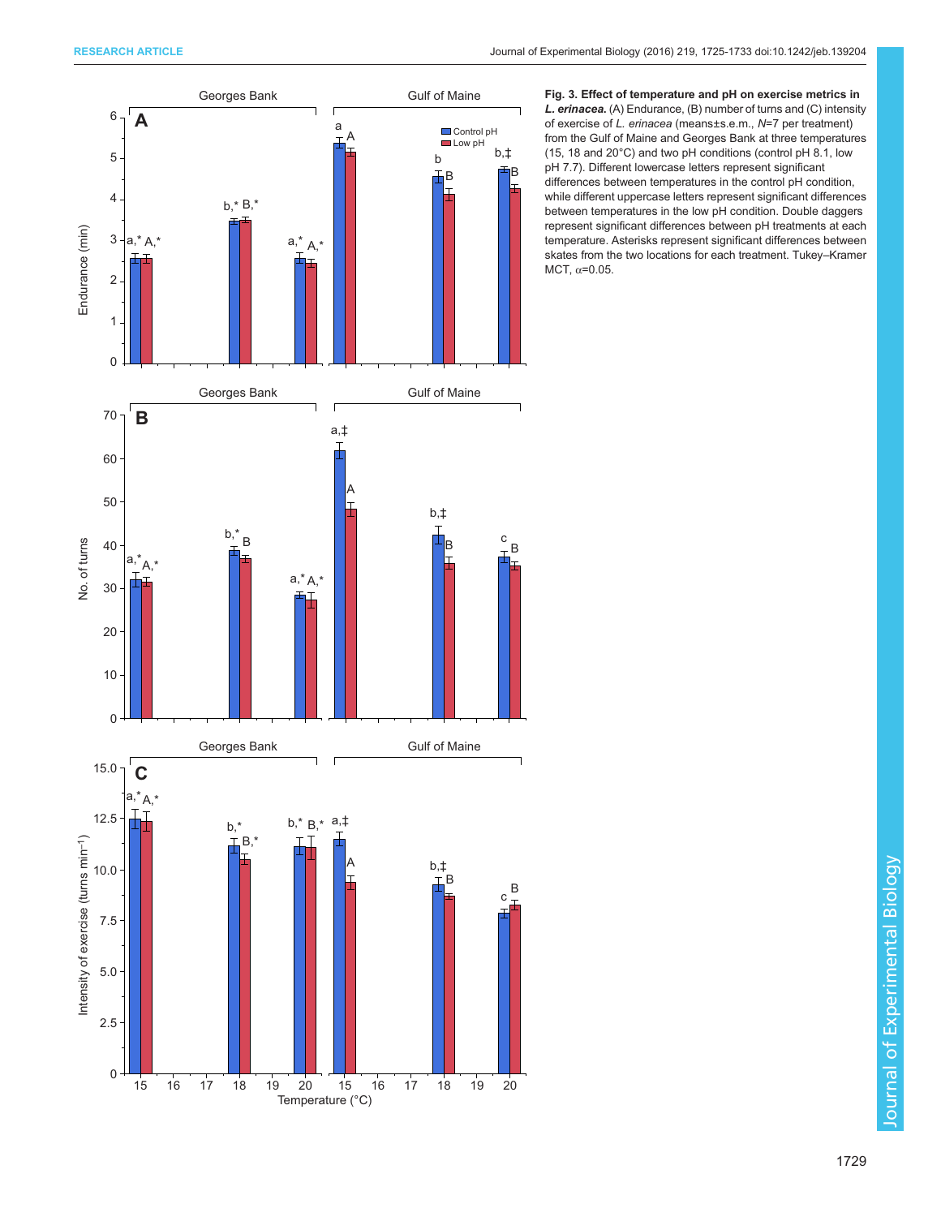**Fig. 3. Effect of temperature and pH on exercise metrics in *L. erinacea*.** (A) Endurance, (B) number of turns and (C) intensity of exercise of *L. erinacea* (means±s.e.m., *N*=7 per treatment) from the Gulf of Maine and Georges Bank at three temperatures (15, 18 and 20°C) and two pH conditions (control pH 8.1, low pH 7.7). Different lowercase letters represent significant differences between temperatures in the control pH condition, while different uppercase letters represent significant differences between temperatures in the low pH condition. Double daggers represent significant differences between pH treatments at each temperature. Asterisks represent significant differences between skates from the two locations for each treatment. Tukey–Kramer MCT, α=0.05.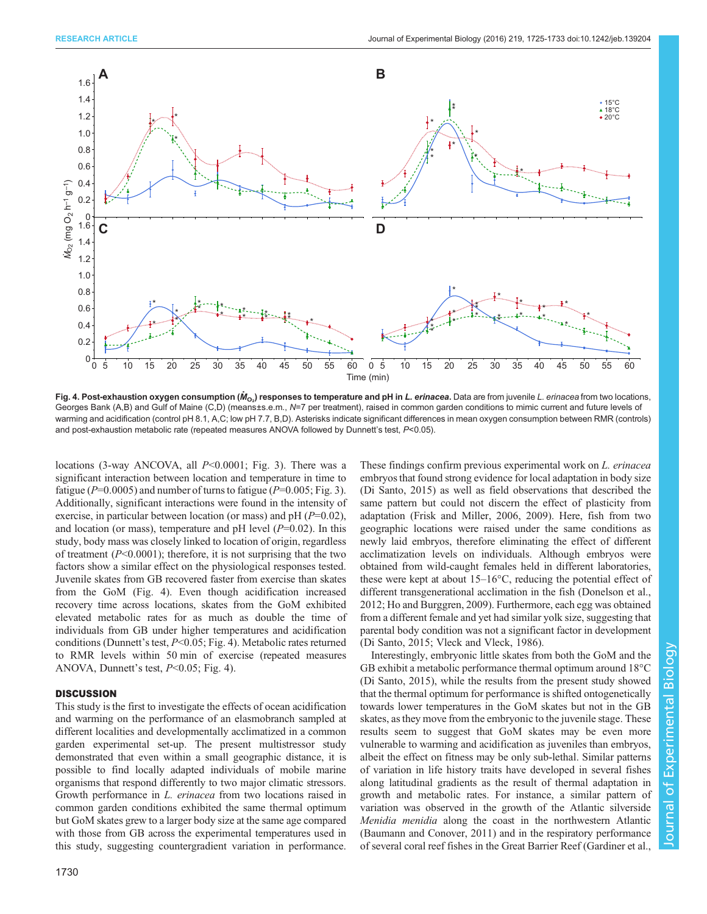**Fig. 4. Post-exhaustion oxygen consumption ($\dot{M}_{O_2}$) responses to temperature and pH in *L. erinacea*.** Data are from juvenile *L. erinacea* from two locations, Georges Bank (A,B) and Gulf of Maine (C,D) (means±s.e.m., *N*=7 per treatment), raised in common garden conditions to mimic current and future levels of warming and acidification (control pH 8.1, A,C; low pH 7.7, B,D). Asterisks indicate significant differences in mean oxygen consumption between RMR (controls) and post-exhaustion metabolic rate (repeated measures ANOVA followed by Dunnett's test, $P<0.05$).

locations (3-way ANCOVA, all $P<0.0001$; Fig. 3). There was a significant interaction between location and temperature in time to fatigue ($P=0.0005$) and number of turns to fatigue ($P=0.005$; Fig. 3). Additionally, significant interactions were found in the intensity of exercise, in particular between location (or mass) and pH ($P=0.02$), and location (or mass), temperature and pH level ($P=0.02$). In this study, body mass was closely linked to location of origin, regardless of treatment ($P<0.0001$); therefore, it is not surprising that the two factors show a similar effect on the physiological responses tested. Juvenile skates from GB recovered faster from exercise than skates from the GoM (Fig. 4). Even though acidification increased recovery time across locations, skates from the GoM exhibited elevated metabolic rates for as much as double the time of individuals from GB under higher temperatures and acidification conditions (Dunnett's test, $P<0.05$; Fig. 4). Metabolic rates returned to RMR levels within 50 min of exercise (repeated measures ANOVA, Dunnett's test, $P<0.05$; Fig. 4).

## DISCUSSION

This study is the first to investigate the effects of ocean acidification and warming on the performance of an elasmobranch sampled at different localities and developmentally acclimatized in a common garden experimental set-up. The present multistressor study demonstrated that even within a small geographic distance, it is possible to find locally adapted individuals of mobile marine organisms that respond differently to two major climatic stressors. Growth performance in *L. erinacea* from two locations raised in common garden conditions exhibited the same thermal optimum but GoM skates grew to a larger body size at the same age compared with those from GB across the experimental temperatures used in this study, suggesting countergradient variation in performance. These findings confirm previous experimental work on *L. erinacea* embryos that found strong evidence for local adaptation in body size (Di Santo, 2015) as well as field observations that described the same pattern but could not discern the effect of plasticity from adaptation (Frisk and Miller, 2006, 2009). Here, fish from two geographic locations were raised under the same conditions as newly laid embryos, therefore eliminating the effect of different acclimatization levels on individuals. Although embryos were obtained from wild-caught females held in different laboratories, these were kept at about 15–16°C, reducing the potential effect of different transgenerational acclimation in the fish (Donelson et al., 2012; Ho and Burggren, 2009). Furthermore, each egg was obtained from a different female and yet had similar yolk size, suggesting that parental body condition was not a significant factor in development (Di Santo, 2015; Vleck and Vleck, 1986).

Interestingly, embryonic little skates from both the GoM and the GB exhibit a metabolic performance thermal optimum around 18°C (Di Santo, 2015), while the results from the present study showed that the thermal optimum for performance is shifted ontogenetically towards lower temperatures in the GoM skates but not in the GB skates, as they move from the embryonic to the juvenile stage. These results seem to suggest that GoM skates may be even more vulnerable to warming and acidification as juveniles than embryos, albeit the effect on fitness may be only sub-lethal. Similar patterns of variation in life history traits have developed in several fishes along latitudinal gradients as the result of thermal adaptation in growth and metabolic rates. For instance, a similar pattern of variation was observed in the growth of the Atlantic silverside *Menidia menidia* along the coast in the northwestern Atlantic (Baumann and Conover, 2011) and in the respiratory performance of several coral reef fishes in the Great Barrier Reef (Gardiner et al.,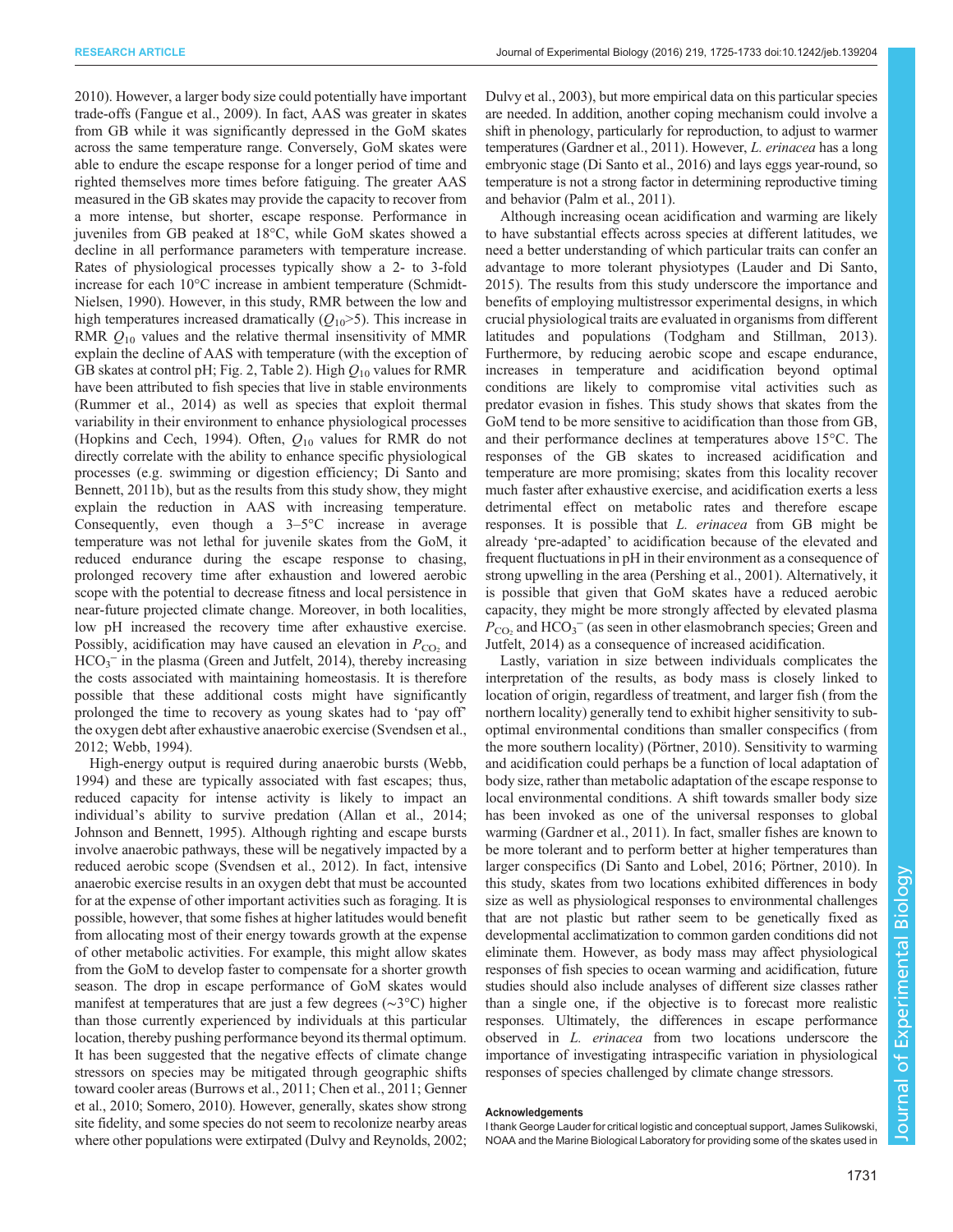2010). However, a larger body size could potentially have important trade-offs (Fangue et al., 2009). In fact, AAS was greater in skates from GB while it was significantly depressed in the GoM skates across the same temperature range. Conversely, GoM skates were able to endure the escape response for a longer period of time and righted themselves more times before fatiguing. The greater AAS measured in the GB skates may provide the capacity to recover from a more intense, but shorter, escape response. Performance in juveniles from GB peaked at 18°C, while GoM skates showed a decline in all performance parameters with temperature increase. Rates of physiological processes typically show a 2- to 3-fold increase for each 10°C increase in ambient temperature (Schmidt-Nielsen, 1990). However, in this study, RMR between the low and high temperatures increased dramatically ($Q_{10}$>5). This increase in RMR $Q_{10}$ values and the relative thermal insensitivity of MMR explain the decline of AAS with temperature (with the exception of GB skates at control pH; Fig. 2, Table 2). High $Q_{10}$ values for RMR have been attributed to fish species that live in stable environments (Rummer et al., 2014) as well as species that exploit thermal variability in their environment to enhance physiological processes (Hopkins and Cech, 1994). Often, $Q_{10}$ values for RMR do not directly correlate with the ability to enhance specific physiological processes (e.g. swimming or digestion efficiency; Di Santo and Bennett, 2011b), but as the results from this study show, they might explain the reduction in AAS with increasing temperature. Consequently, even though a 3–5°C increase in average temperature was not lethal for juvenile skates from the GoM, it reduced endurance during the escape response to chasing, prolonged recovery time after exhaustion and lowered aerobic scope with the potential to decrease fitness and local persistence in near-future projected climate change. Moreover, in both localities, low pH increased the recovery time after exhaustive exercise. Possibly, acidification may have caused an elevation in $P_{CO_2}$ and $HCO_3^-$ in the plasma (Green and Jutfelt, 2014), thereby increasing the costs associated with maintaining homeostasis. It is therefore possible that these additional costs might have significantly prolonged the time to recovery as young skates had to 'pay off' the oxygen debt after exhaustive anaerobic exercise (Svendsen et al., 2012; Webb, 1994).

High-energy output is required during anaerobic bursts (Webb, 1994) and these are typically associated with fast escapes; thus, reduced capacity for intense activity is likely to impact an individual's ability to survive predation (Allan et al., 2014; Johnson and Bennett, 1995). Although righting and escape bursts involve anaerobic pathways, these will be negatively impacted by a reduced aerobic scope (Svendsen et al., 2012). In fact, intensive anaerobic exercise results in an oxygen debt that must be accounted for at the expense of other important activities such as foraging. It is possible, however, that some fishes at higher latitudes would benefit from allocating most of their energy towards growth at the expense of other metabolic activities. For example, this might allow skates from the GoM to develop faster to compensate for a shorter growth season. The drop in escape performance of GoM skates would manifest at temperatures that are just a few degrees (~3°C) higher than those currently experienced by individuals at this particular location, thereby pushing performance beyond its thermal optimum. It has been suggested that the negative effects of climate change stressors on species may be mitigated through geographic shifts toward cooler areas (Burrows et al., 2011; Chen et al., 2011; Genner et al., 2010; Somero, 2010). However, generally, skates show strong site fidelity, and some species do not seem to recolonize nearby areas where other populations were extirpated (Dulvy and Reynolds, 2002; Dulvy et al., 2003), but more empirical data on this particular species are needed. In addition, another coping mechanism could involve a shift in phenology, particularly for reproduction, to adjust to warmer temperatures (Gardner et al., 2011). However, *L. erinacea* has a long embryonic stage (Di Santo et al., 2016) and lays eggs year-round, so temperature is not a strong factor in determining reproductive timing and behavior (Palm et al., 2011).

Although increasing ocean acidification and warming are likely to have substantial effects across species at different latitudes, we need a better understanding of which particular traits can confer an advantage to more tolerant physiotypes (Lauder and Di Santo, 2015). The results from this study underscore the importance and benefits of employing multistressor experimental designs, in which crucial physiological traits are evaluated in organisms from different latitudes and populations (Todgham and Stillman, 2013). Furthermore, by reducing aerobic scope and escape endurance, increases in temperature and acidification beyond optimal conditions are likely to compromise vital activities such as predator evasion in fishes. This study shows that skates from the GoM tend to be more sensitive to acidification than those from GB, and their performance declines at temperatures above 15°C. The responses of the GB skates to increased acidification and temperature are more promising; skates from this locality recover much faster after exhaustive exercise, and acidification exerts a less detrimental effect on metabolic rates and therefore escape responses. It is possible that *L. erinacea* from GB might be already 'pre-adapted' to acidification because of the elevated and frequent fluctuations in pH in their environment as a consequence of strong upwelling in the area (Pershing et al., 2001). Alternatively, it is possible that given that GoM skates have a reduced aerobic capacity, they might be more strongly affected by elevated plasma $P_{CO_2}$ and $HCO_3^-$ (as seen in other elasmobranch species; Green and Jutfelt, 2014) as a consequence of increased acidification.

Lastly, variation in size between individuals complicates the interpretation of the results, as body mass is closely linked to location of origin, regardless of treatment, and larger fish (from the northern locality) generally tend to exhibit higher sensitivity to sub-optimal environmental conditions than smaller conspecifics (from the more southern locality) (Pörtner, 2010). Sensitivity to warming and acidification could perhaps be a function of local adaptation of body size, rather than metabolic adaptation of the escape response to local environmental conditions. A shift towards smaller body size has been invoked as one of the universal responses to global warming (Gardner et al., 2011). In fact, smaller fishes are known to be more tolerant and to perform better at higher temperatures than larger conspecifics (Di Santo and Lobel, 2016; Pörtner, 2010). In this study, skates from two locations exhibited differences in body size as well as physiological responses to environmental challenges that are not plastic but rather seem to be genetically fixed as developmental acclimatization to common garden conditions did not eliminate them. However, as body mass may affect physiological responses of fish species to ocean warming and acidification, future studies should also include analyses of different size classes rather than a single one, if the objective is to forecast more realistic responses. Ultimately, the differences in escape performance observed in *L. erinacea* from two locations underscore the importance of investigating intraspecific variation in physiological responses of species challenged by climate change stressors.

#### Acknowledgements

I thank George Lauder for critical logistic and conceptual support, James Sulikowski, NOAA and the Marine Biological Laboratory for providing some of the skates used in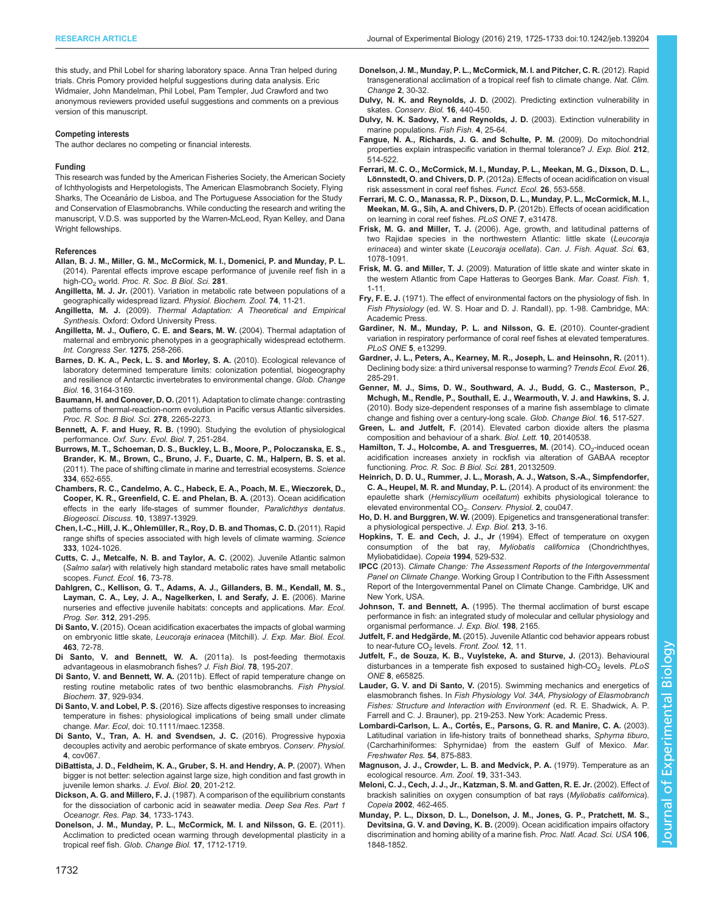this study, and Phil Lobel for sharing laboratory space. Anna Tran helped during trials. Chris Pomory provided helpful suggestions during data analysis. Eric Widmaier, John Mandelman, Phil Lobel, Pam Templer, Jud Crawford and two anonymous reviewers provided useful suggestions and comments on a previous version of this manuscript.

#### Competing interests

The author declares no competing or financial interests.

#### Funding

This research was funded by the American Fisheries Society, the American Society of Ichthyologists and Herpetologists, The American Elasmobranch Society, Flying Sharks, The Oceanário de Lisboa, and The Portuguese Association for the Study and Conservation of Elasmobranchs. While conducting the research and writing the manuscript, V.D.S. was supported by the Warren-McLeod, Ryan Kelley, and Dana Wright fellowships.

#### References

**Allan, B. J. M., Miller, G. M., McCormick, M. I., Domenici, P. and Munday, P. L.** (2014). Parental effects improve escape performance of juvenile reef fish in a high-$CO_2$ world. *Proc. R. Soc. B Biol. Sci.* **281**.

**Angilletta, M. J. Jr.** (2001). Variation in metabolic rate between populations of a geographically widespread lizard. *Physiol. Biochem. Zool.* **74**, 11-21.

**Angilletta, M. J.** (2009). *Thermal Adaptation: A Theoretical and Empirical Synthesis*. Oxford: Oxford University Press.

**Angilletta, M. J., Oufiero, C. E. and Sears, M. W.** (2004). Thermal adaptation of maternal and embryonic phenotypes in a geographically widespread ectotherm. *Int. Congress Ser.* **1275**, 258-266.

**Barnes, D. K. A., Peck, L. S. and Morley, S. A.** (2010). Ecological relevance of laboratory determined temperature limits: colonization potential, biogeography and resilience of Antarctic invertebrates to environmental change. *Glob. Change Biol.* **16**, 3164-3169.

**Baumann, H. and Conover, D. O.** (2011). Adaptation to climate change: contrasting patterns of thermal-reaction-norm evolution in Pacific versus Atlantic silversides. *Proc. R. Soc. B Biol. Sci.* **278**, 2265-2273.

**Bennett, A. F. and Huey, R. B.** (1990). Studying the evolution of physiological performance. *Oxf. Surv. Evol. Biol.* **7**, 251-284.

**Burrows, M. T., Schoeman, D. S., Buckley, L. B., Moore, P., Poloczanska, E. S., Brander, K. M., Brown, C., Bruno, J. F., Duarte, C. M., Halpern, B. S. et al.** (2011). The pace of shifting climate in marine and terrestrial ecosystems. *Science* **334**, 652-655.

**Chambers, R. C., Candelmo, A. C., Habeck, E. A., Poach, M. E., Wieczorek, D., Cooper, K. R., Greenfield, C. E. and Phelan, B. A.** (2013). Ocean acidification effects in the early life-stages of summer flounder, *Paralichthys dentatus*. *Biogeosci. Discuss.* **10**, 13897-13929.

**Chen, I.-C., Hill, J. K., Ohlemüller, R., Roy, D. B. and Thomas, C. D.** (2011). Rapid range shifts of species associated with high levels of climate warming. *Science* **333**, 1024-1026.

**Cutts, C. J., Metcalfe, N. B. and Taylor, A. C.** (2002). Juvenile Atlantic salmon (*Salmo salar*) with relatively high standard metabolic rates have small metabolic scopes. *Funct. Ecol.* **16**, 73-78.

**Dahlgren, C., Kellison, G. T., Adams, A. J., Gillanders, B. M., Kendall, M. S., Layman, C. A., Ley, J. A., Nagelkerken, I. and Serafy, J. E.** (2006). Marine nurseries and effective juvenile habitats: concepts and applications. *Mar. Ecol. Prog. Ser.* **312**, 291-295.

**Di Santo, V.** (2015). Ocean acidification exacerbates the impacts of global warming on embryonic little skate, *Leucoraja erinacea* (Mitchill). *J. Exp. Mar. Biol. Ecol.* **463**, 72-78.

**Di Santo, V. and Bennett, W. A.** (2011a). Is post-feeding thermotaxis advantageous in elasmobranch fishes? *J. Fish Biol.* **78**, 195-207.

**Di Santo, V. and Bennett, W. A.** (2011b). Effect of rapid temperature change on resting routine metabolic rates of two benthic elasmobranchs. *Fish Physiol. Biochem.* **37**, 929-934.

**Di Santo, V. and Lobel, P. S.** (2016). Size affects digestive responses to increasing temperature in fishes: physiological implications of being small under climate change. *Mar. Ecol*, doi: 10.1111/maec.12358.

**Di Santo, V., Tran, A. H. and Svendsen, J. C.** (2016). Progressive hypoxia decouples activity and aerobic performance of skate embryos. *Conserv. Physiol.* **4**, cov067.

**DiBattista, J. D., Feldheim, K. A., Gruber, S. H. and Hendry, A. P.** (2007). When bigger is not better: selection against large size, high condition and fast growth in juvenile lemon sharks. *J. Evol. Biol.* **20**, 201-212.

**Dickson, A. G. and Millero, F. J.** (1987). A comparison of the equilibrium constants for the dissociation of carbonic acid in seawater media. *Deep Sea Res. Part 1 Oceanogr. Res. Pap.* **34**, 1733-1743.

**Donelson, J. M., Munday, P. L., McCormick, M. I. and Nilsson, G. E.** (2011). Acclimation to predicted ocean warming through developmental plasticity in a tropical reef fish. *Glob. Change Biol.* **17**, 1712-1719.

**Donelson, J. M., Munday, P. L., McCormick, M. I. and Pitcher, C. R.** (2012). Rapid transgenerational acclimation of a tropical reef fish to climate change. *Nat. Clim. Change* **2**, 30-32.

**Dulvy, N. K. and Reynolds, J. D.** (2002). Predicting extinction vulnerability in skates. *Conserv. Biol.* **16**, 440-450.

**Dulvy, N. K. Sadovy, Y. and Reynolds, J. D.** (2003). Extinction vulnerability in marine populations. *Fish Fish.* **4**, 25-64.

**Fangue, N. A., Richards, J. G. and Schulte, P. M.** (2009). Do mitochondrial properties explain intraspecific variation in thermal tolerance? *J. Exp. Biol.* **212**, 514-522.

**Ferrari, M. C. O., McCormick, M. I., Munday, P. L., Meekan, M. G., Dixson, D. L., Lönnstedt, O. and Chivers, D. P.** (2012a). Effects of ocean acidification on visual risk assessment in coral reef fishes. *Funct. Ecol.* **26**, 553-558.

**Ferrari, M. C. O., Manassa, R. P., Dixson, D. L., Munday, P. L., McCormick, M. I., Meekan, M. G., Sih, A. and Chivers, D. P.** (2012b). Effects of ocean acidification on learning in coral reef fishes. *PLoS ONE* **7**, e31478.

**Frisk, M. G. and Miller, T. J.** (2006). Age, growth, and latitudinal patterns of two Rajidae species in the northwestern Atlantic: little skate (*Leucoraja erinacea*) and winter skate (*Leucoraja ocellata*). *Can. J. Fish. Aquat. Sci.* **63**, 1078-1091.

**Frisk, M. G. and Miller, T. J.** (2009). Maturation of little skate and winter skate in the western Atlantic from Cape Hatteras to Georges Bank. *Mar. Coast. Fish.* **1**, 1-11.

**Fry, F. E. J.** (1971). The effect of environmental factors on the physiology of fish. In *Fish Physiology* (ed. W. S. Hoar and D. J. Randall), pp. 1-98. Cambridge, MA: Academic Press.

**Gardiner, N. M., Munday, P. L. and Nilsson, G. E.** (2010). Counter-gradient variation in respiratory performance of coral reef fishes at elevated temperatures. *PLoS ONE* **5**, e13299.

**Gardner, J. L., Peters, A., Kearney, M. R., Joseph, L. and Heinsohn, R.** (2011). Declining body size: a third universal response to warming? *Trends Ecol. Evol.* **26**, 285-291.

**Genner, M. J., Sims, D. W., Southward, A. J., Budd, G. C., Masterson, P., Mchugh, M., Rendle, P., Southall, E. J., Wearmouth, V. J. and Hawkins, S. J.** (2010). Body size-dependent responses of a marine fish assemblage to climate change and fishing over a century-long scale. *Glob. Change Biol.* **16**, 517-527.

**Green, L. and Jutfelt, F.** (2014). Elevated carbon dioxide alters the plasma composition and behaviour of a shark. *Biol. Lett.* **10**, 20140538.

**Hamilton, T. J., Holcombe, A. and Tresguerres, M.** (2014). $CO_2$-induced ocean acidification increases anxiety in rockfish via alteration of GABAA receptor functioning. *Proc. R. Soc. B Biol. Sci.* **281**, 20132509.

**Heinrich, D. D. U., Rummer, J. L., Morash, A. J., Watson, S.-A., Simpfendorfer, C. A., Heupel, M. R. and Munday, P. L.** (2014). A product of its environment: the epaulette shark (*Hemiscyllium ocellatum*) exhibits physiological tolerance to elevated environmental $CO_2$. *Conserv. Physiol.* **2**, cou047.

**Ho, D. H. and Burggren, W. W.** (2009). Epigenetics and transgenerational transfer: a physiological perspective. *J. Exp. Biol.* **213**, 3-16.

**Hopkins, T. E. and Cech, J. J., Jr** (1994). Effect of temperature on oxygen consumption of the bat ray, *Myliobatis californica* (Chondrichthyes, Myliobatididae). *Copeia* **1994**, 529-532.

**IPCC** (2013). *Climate Change: The Assessment Reports of the Intergovernmental Panel on Climate Change*. Working Group I Contribution to the Fifth Assessment Report of the Intergovernmental Panel on Climate Change. Cambridge, UK and New York, USA.

**Johnson, T. and Bennett, A.** (1995). The thermal acclimation of burst escape performance in fish: an integrated study of molecular and cellular physiology and organismal performance. *J. Exp. Biol.* **198**, 2165.

**Jutfelt, F. and Hedgärde, M.** (2015). Juvenile Atlantic cod behavior appears robust to near-future $CO_2$ levels. *Front. Zool.* **12**, 11.

**Jutfelt, F., de Souza, K. B., Vuylsteke, A. and Sturve, J.** (2013). Behavioural disturbances in a temperate fish exposed to sustained high-$CO_2$ levels. *PLoS ONE* **8**, e65825.

**Lauder, G. V. and Di Santo, V.** (2015). Swimming mechanics and energetics of elasmobranch fishes. In *Fish Physiology Vol. 34A, Physiology of Elasmobranch Fishes: Structure and Interaction with Environment* (ed. R. E. Shadwick, A. P. Farrell and C. J. Brauner), pp. 219-253. New York: Academic Press.

**Lombardi-Carlson, L. A., Cortés, E., Parsons, G. R. and Manire, C. A.** (2003). Latitudinal variation in life-history traits of bonnethead sharks, *Sphyrna tiburo*, (Carcharhiniformes: Sphyrnidae) from the eastern Gulf of Mexico. *Mar. Freshwater Res.* **54**, 875-883.

**Magnuson, J. J., Crowder, L. B. and Medvick, P. A.** (1979). Temperature as an ecological resource. *Am. Zool.* **19**, 331-343.

**Meloni, C. J., Cech, J. J., Jr., Katzman, S. M. and Gatten, R. E. Jr.** (2002). Effect of brackish salinities on oxygen consumption of bat rays (*Myliobatis californica*). *Copeia* **2002**, 462-465.

**Munday, P. L., Dixson, D. L., Donelson, J. M., Jones, G. P., Pratchett, M. S., Devitsina, G. V. and Døving, K. B.** (2009). Ocean acidification impairs olfactory discrimination and homing ability of a marine fish. *Proc. Natl. Acad. Sci. USA* **106**, 1848-1852.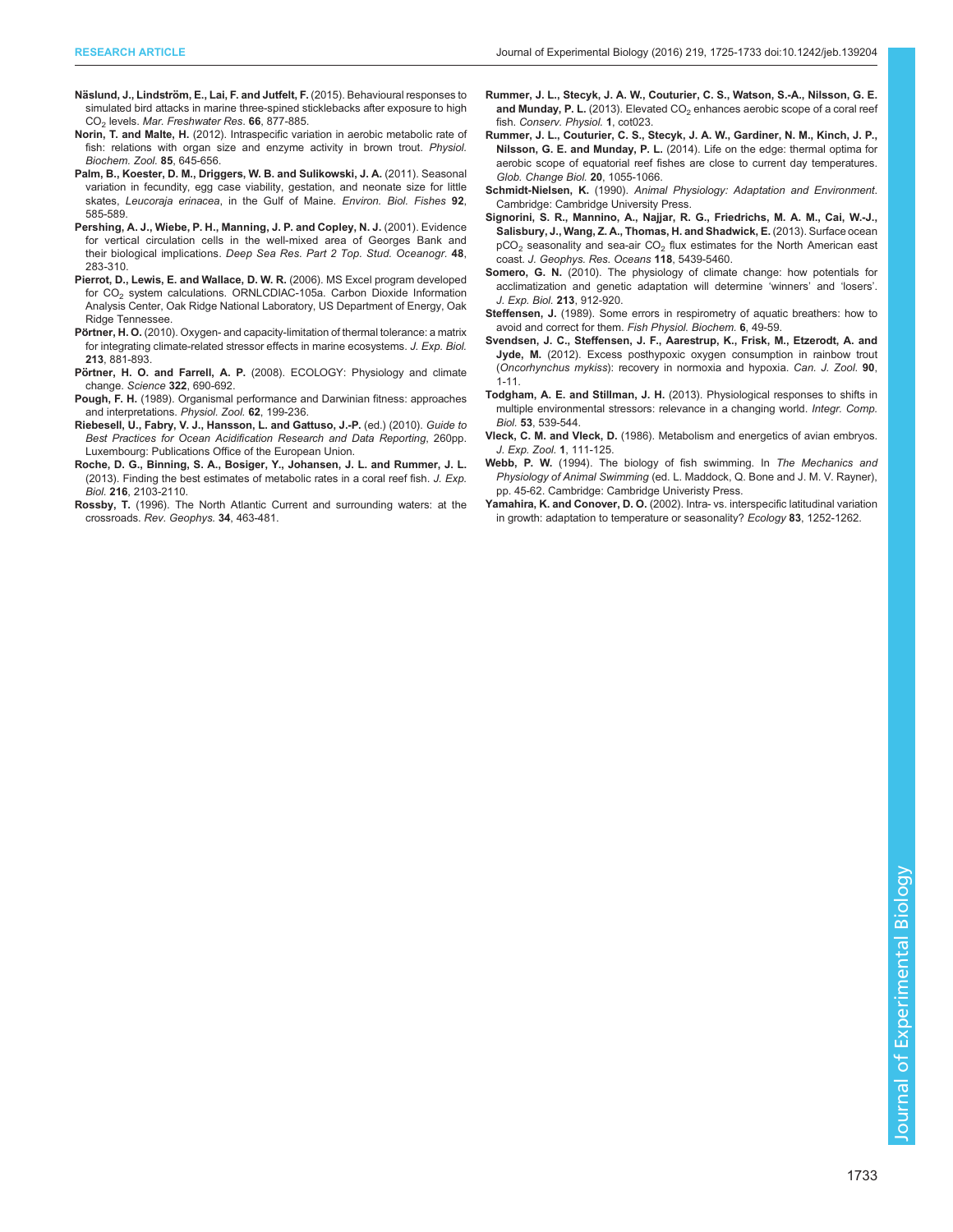**Näslund, J., Lindström, E., Lai, F. and Jutfelt, F.** (2015). Behavioural responses to simulated bird attacks in marine three-spined sticklebacks after exposure to high $CO_2$ levels. *Mar. Freshwater Res.* **66**, 877-885.

**Norin, T. and Malte, H.** (2012). Intraspecific variation in aerobic metabolic rate of fish: relations with organ size and enzyme activity in brown trout. *Physiol. Biochem. Zool.* **85**, 645-656.

**Palm, B., Koester, D. M., Driggers, W. B. and Sulikowski, J. A.** (2011). Seasonal variation in fecundity, egg case viability, gestation, and neonate size for little skates, *Leucoraja erinacea*, in the Gulf of Maine. *Environ. Biol. Fishes* **92**, 585-589.

**Pershing, A. J., Wiebe, P. H., Manning, J. P. and Copley, N. J.** (2001). Evidence for vertical circulation cells in the well-mixed area of Georges Bank and their biological implications. *Deep Sea Res. Part 2 Top. Stud. Oceanogr.* **48**, 283-310.

**Pierrot, D., Lewis, E. and Wallace, D. W. R.** (2006). MS Excel program developed for $CO_2$ system calculations. ORNLCDIAC-105a. Carbon Dioxide Information Analysis Center, Oak Ridge National Laboratory, US Department of Energy, Oak Ridge Tennessee.

**Pörtner, H. O.** (2010). Oxygen- and capacity-limitation of thermal tolerance: a matrix for integrating climate-related stressor effects in marine ecosystems. *J. Exp. Biol.* **213**, 881-893.

**Pörtner, H. O. and Farrell, A. P.** (2008). ECOLOGY: Physiology and climate change. *Science* **322**, 690-692.

**Pough, F. H.** (1989). Organismal performance and Darwinian fitness: approaches and interpretations. *Physiol. Zool.* **62**, 199-236.

**Riebesell, U., Fabry, V. J., Hansson, L. and Gattuso, J.-P.** (ed.) (2010). *Guide to Best Practices for Ocean Acidification Research and Data Reporting*, 260pp. Luxembourg: Publications Office of the European Union.

**Roche, D. G., Binning, S. A., Bosiger, Y., Johansen, J. L. and Rummer, J. L.** (2013). Finding the best estimates of metabolic rates in a coral reef fish. *J. Exp. Biol.* **216**, 2103-2110.

**Rossby, T.** (1996). The North Atlantic Current and surrounding waters: at the crossroads. *Rev. Geophys.* **34**, 463-481.

**Rummer, J. L., Stecyk, J. A. W., Couturier, C. S., Watson, S.-A., Nilsson, G. E. and Munday, P. L.** (2013). Elevated $CO_2$ enhances aerobic scope of a coral reef fish. *Conserv. Physiol.* **1**, cot023.

**Rummer, J. L., Couturier, C. S., Stecyk, J. A. W., Gardiner, N. M., Kinch, J. P., Nilsson, G. E. and Munday, P. L.** (2014). Life on the edge: thermal optima for aerobic scope of equatorial reef fishes are close to current day temperatures. *Glob. Change Biol.* **20**, 1055-1066.

**Schmidt-Nielsen, K.** (1990). *Animal Physiology: Adaptation and Environment*. Cambridge: Cambridge University Press.

**Signorini, S. R., Mannino, A., Najjar, R. G., Friedrichs, M. A. M., Cai, W.-J., Salisbury, J., Wang, Z. A., Thomas, H. and Shadwick, E.** (2013). Surface ocean $pCO_2$ seasonality and sea-air $CO_2$ flux estimates for the North American east coast. *J. Geophys. Res. Oceans* **118**, 5439-5460.

**Somero, G. N.** (2010). The physiology of climate change: how potentials for acclimatization and genetic adaptation will determine 'winners' and 'losers'. *J. Exp. Biol.* **213**, 912-920.

**Steffensen, J.** (1989). Some errors in respirometry of aquatic breathers: how to avoid and correct for them. *Fish Physiol. Biochem.* **6**, 49-59.

**Svendsen, J. C., Steffensen, J. F., Aarestrup, K., Frisk, M., Etzerodt, A. and Jyde, M.** (2012). Excess posthypoxic oxygen consumption in rainbow trout (*Oncorhynchus mykiss*): recovery in normoxia and hypoxia. *Can. J. Zool.* **90**, 1-11.

**Todgham, A. E. and Stillman, J. H.** (2013). Physiological responses to shifts in multiple environmental stressors: relevance in a changing world. *Integr. Comp. Biol.* **53**, 539-544.

**Vleck, C. M. and Vleck, D.** (1986). Metabolism and energetics of avian embryos. *J. Exp. Zool.* **1**, 111-125.

**Webb, P. W.** (1994). The biology of fish swimming. In *The Mechanics and Physiology of Animal Swimming* (ed. L. Maddock, Q. Bone and J. M. V. Rayner), pp. 45-62. Cambridge: Cambridge Univeristy Press.

**Yamahira, K. and Conover, D. O.** (2002). Intra- vs. interspecific latitudinal variation in growth: adaptation to temperature or seasonality? *Ecology* **83**, 1252-1262.